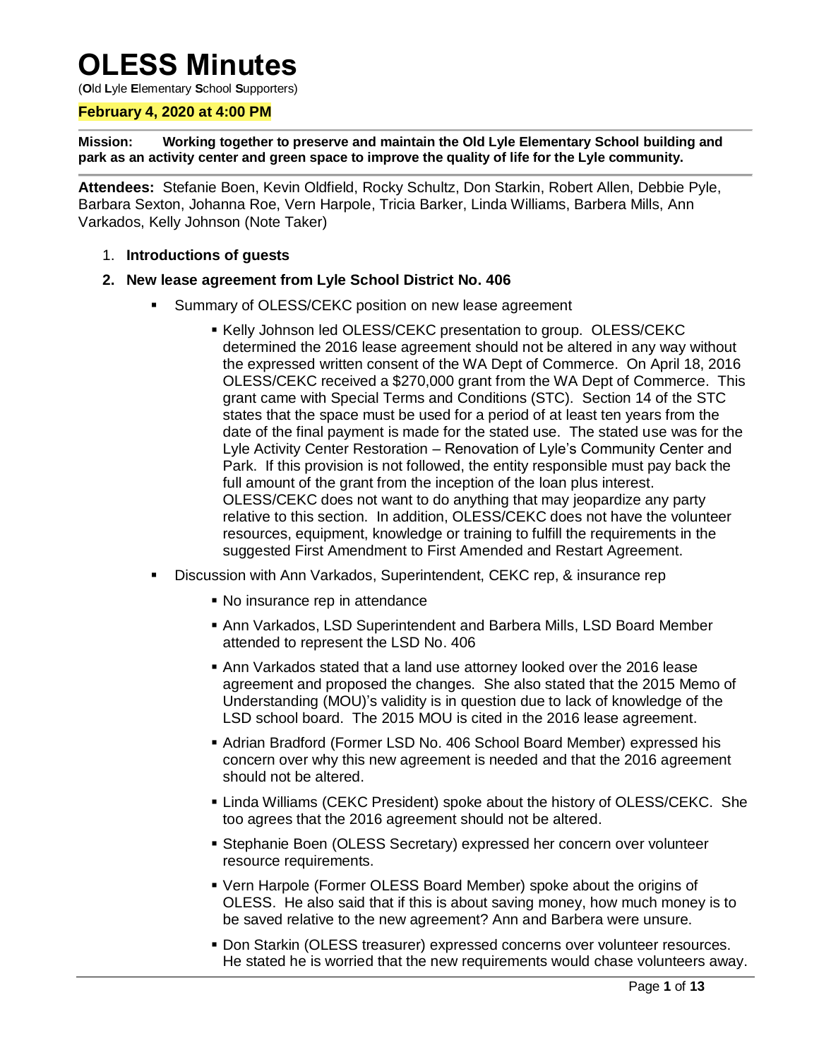# OLESS Minutes

(**O**ld **L**yle **E**lementary **S**chool **S**upporters)

**February 4, 2020 at 4:00 PM**

**Mission: Working together to preserve and maintain the Old Lyle Elementary School building and park as an activity center and green space to improve the quality of life for the Lyle community.**

**Attendees:** Stefanie Boen, Kevin Oldfield, Rocky Schultz, Don Starkin, Robert Allen, Debbie Pyle, Barbara Sexton, Johanna Roe, Vern Harpole, Tricia Barker, Linda Williams, Barbera Mills, Ann Varkados, Kelly Johnson (Note Taker)

1. **Introductions of guests**
2. **New lease agreement from Lyle School District No. 406**
   - Summary of OLESS/CEKC position on new lease agreement
     - Kelly Johnson led OLESS/CEKC presentation to group. OLESS/CEKC determined the 2016 lease agreement should not be altered in any way without the expressed written consent of the WA Dept of Commerce. On April 18, 2016 OLESS/CEKC received a $270,000 grant from the WA Dept of Commerce. This grant came with Special Terms and Conditions (STC). Section 14 of the STC states that the space must be used for a period of at least ten years from the date of the final payment is made for the stated use. The stated use was for the Lyle Activity Center Restoration – Renovation of Lyle's Community Center and Park. If this provision is not followed, the entity responsible must pay back the full amount of the grant from the inception of the loan plus interest. OLESS/CEKC does not want to do anything that may jeopardize any party relative to this section. In addition, OLESS/CEKC does not have the volunteer resources, equipment, knowledge or training to fulfill the requirements in the suggested First Amendment to First Amended and Restart Agreement.
   - Discussion with Ann Varkados, Superintendent, CEKC rep, & insurance rep
     - No insurance rep in attendance
     - Ann Varkados, LSD Superintendent and Barbera Mills, LSD Board Member attended to represent the LSD No. 406
     - Ann Varkados stated that a land use attorney looked over the 2016 lease agreement and proposed the changes. She also stated that the 2015 Memo of Understanding (MOU)'s validity is in question due to lack of knowledge of the LSD school board. The 2015 MOU is cited in the 2016 lease agreement.
     - Adrian Bradford (Former LSD No. 406 School Board Member) expressed his concern over why this new agreement is needed and that the 2016 agreement should not be altered.
     - Linda Williams (CEKC President) spoke about the history of OLESS/CEKC. She too agrees that the 2016 agreement should not be altered.
     - Stephanie Boen (OLESS Secretary) expressed her concern over volunteer resource requirements.
     - Vern Harpole (Former OLESS Board Member) spoke about the origins of OLESS. He also said that if this is about saving money, how much money is to be saved relative to the new agreement? Ann and Barbera were unsure.
     - Don Starkin (OLESS treasurer) expressed concerns over volunteer resources. He stated he is worried that the new requirements would chase volunteers away.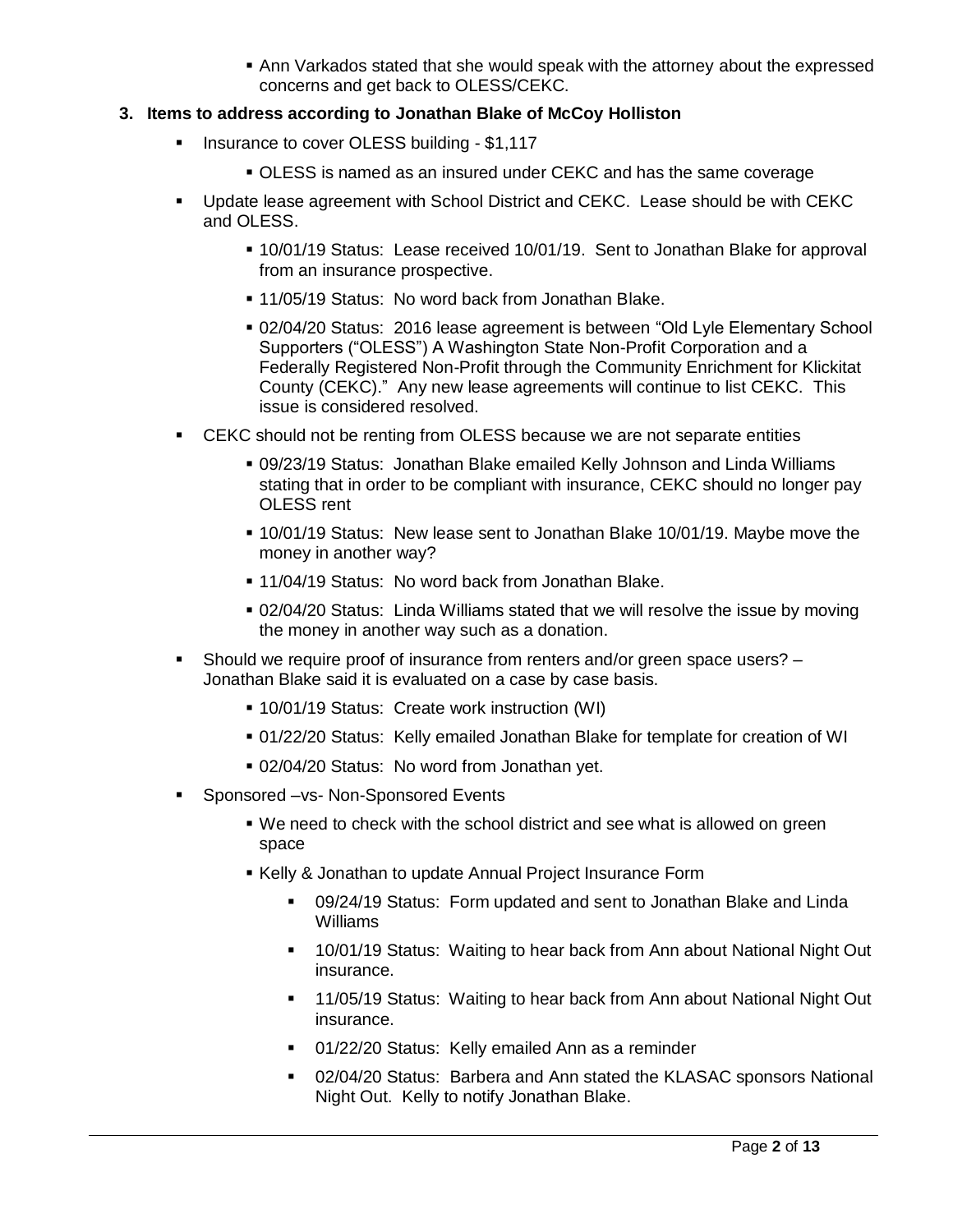- Ann Varkados stated that she would speak with the attorney about the expressed concerns and get back to OLESS/CEKC.

**3. Items to address according to Jonathan Blake of McCoy Holliston**

- Insurance to cover OLESS building - $1,117
  - OLESS is named as an insured under CEKC and has the same coverage
- Update lease agreement with School District and CEKC. Lease should be with CEKC and OLESS.
  - 10/01/19 Status: Lease received 10/01/19. Sent to Jonathan Blake for approval from an insurance prospective.
  - 11/05/19 Status: No word back from Jonathan Blake.
  - 02/04/20 Status: 2016 lease agreement is between "Old Lyle Elementary School Supporters ("OLESS") A Washington State Non-Profit Corporation and a Federally Registered Non-Profit through the Community Enrichment for Klickitat County (CEKC)." Any new lease agreements will continue to list CEKC. This issue is considered resolved.
- CEKC should not be renting from OLESS because we are not separate entities
  - 09/23/19 Status: Jonathan Blake emailed Kelly Johnson and Linda Williams stating that in order to be compliant with insurance, CEKC should no longer pay OLESS rent
  - 10/01/19 Status: New lease sent to Jonathan Blake 10/01/19. Maybe move the money in another way?
  - 11/04/19 Status: No word back from Jonathan Blake.
  - 02/04/20 Status: Linda Williams stated that we will resolve the issue by moving the money in another way such as a donation.
- Should we require proof of insurance from renters and/or green space users? – Jonathan Blake said it is evaluated on a case by case basis.
  - 10/01/19 Status: Create work instruction (WI)
  - 01/22/20 Status: Kelly emailed Jonathan Blake for template for creation of WI
  - 02/04/20 Status: No word from Jonathan yet.
- Sponsored –vs- Non-Sponsored Events
  - We need to check with the school district and see what is allowed on green space
  - Kelly & Jonathan to update Annual Project Insurance Form
    - 09/24/19 Status: Form updated and sent to Jonathan Blake and Linda Williams
    - 10/01/19 Status: Waiting to hear back from Ann about National Night Out insurance.
    - 11/05/19 Status: Waiting to hear back from Ann about National Night Out insurance.
    - 01/22/20 Status: Kelly emailed Ann as a reminder
    - 02/04/20 Status: Barbera and Ann stated the KLASAC sponsors National Night Out. Kelly to notify Jonathan Blake.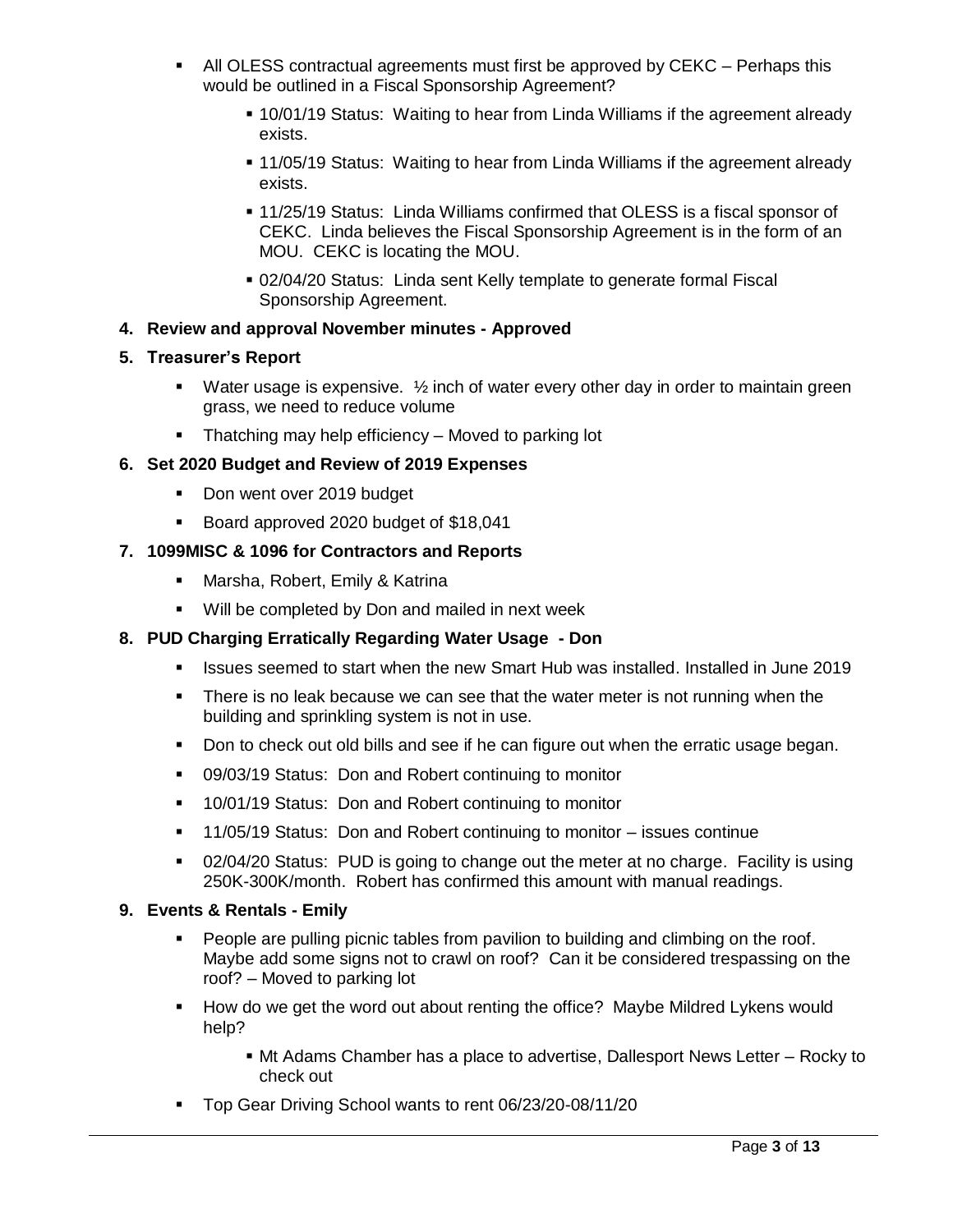- All OLESS contractual agreements must first be approved by CEKC – Perhaps this would be outlined in a Fiscal Sponsorship Agreement?
    - 10/01/19 Status: Waiting to hear from Linda Williams if the agreement already exists.
    - 11/05/19 Status: Waiting to hear from Linda Williams if the agreement already exists.
    - 11/25/19 Status: Linda Williams confirmed that OLESS is a fiscal sponsor of CEKC. Linda believes the Fiscal Sponsorship Agreement is in the form of an MOU. CEKC is locating the MOU.
    - 02/04/20 Status: Linda sent Kelly template to generate formal Fiscal Sponsorship Agreement.

**4. Review and approval November minutes - Approved**

**5. Treasurer's Report**

- Water usage is expensive. ½ inch of water every other day in order to maintain green grass, we need to reduce volume
- Thatching may help efficiency – Moved to parking lot

**6. Set 2020 Budget and Review of 2019 Expenses**

- Don went over 2019 budget
- Board approved 2020 budget of $18,041

**7. 1099MISC & 1096 for Contractors and Reports**

- Marsha, Robert, Emily & Katrina
- Will be completed by Don and mailed in next week

**8. PUD Charging Erratically Regarding Water Usage - Don**

- Issues seemed to start when the new Smart Hub was installed. Installed in June 2019
- There is no leak because we can see that the water meter is not running when the building and sprinkling system is not in use.
- Don to check out old bills and see if he can figure out when the erratic usage began.
- 09/03/19 Status: Don and Robert continuing to monitor
- 10/01/19 Status: Don and Robert continuing to monitor
- 11/05/19 Status: Don and Robert continuing to monitor – issues continue
- 02/04/20 Status: PUD is going to change out the meter at no charge. Facility is using 250K-300K/month. Robert has confirmed this amount with manual readings.

**9. Events & Rentals - Emily**

- People are pulling picnic tables from pavilion to building and climbing on the roof. Maybe add some signs not to crawl on roof? Can it be considered trespassing on the roof? – Moved to parking lot
- How do we get the word out about renting the office? Maybe Mildred Lykens would help?
    - Mt Adams Chamber has a place to advertise, Dallesport News Letter – Rocky to check out
- Top Gear Driving School wants to rent 06/23/20-08/11/20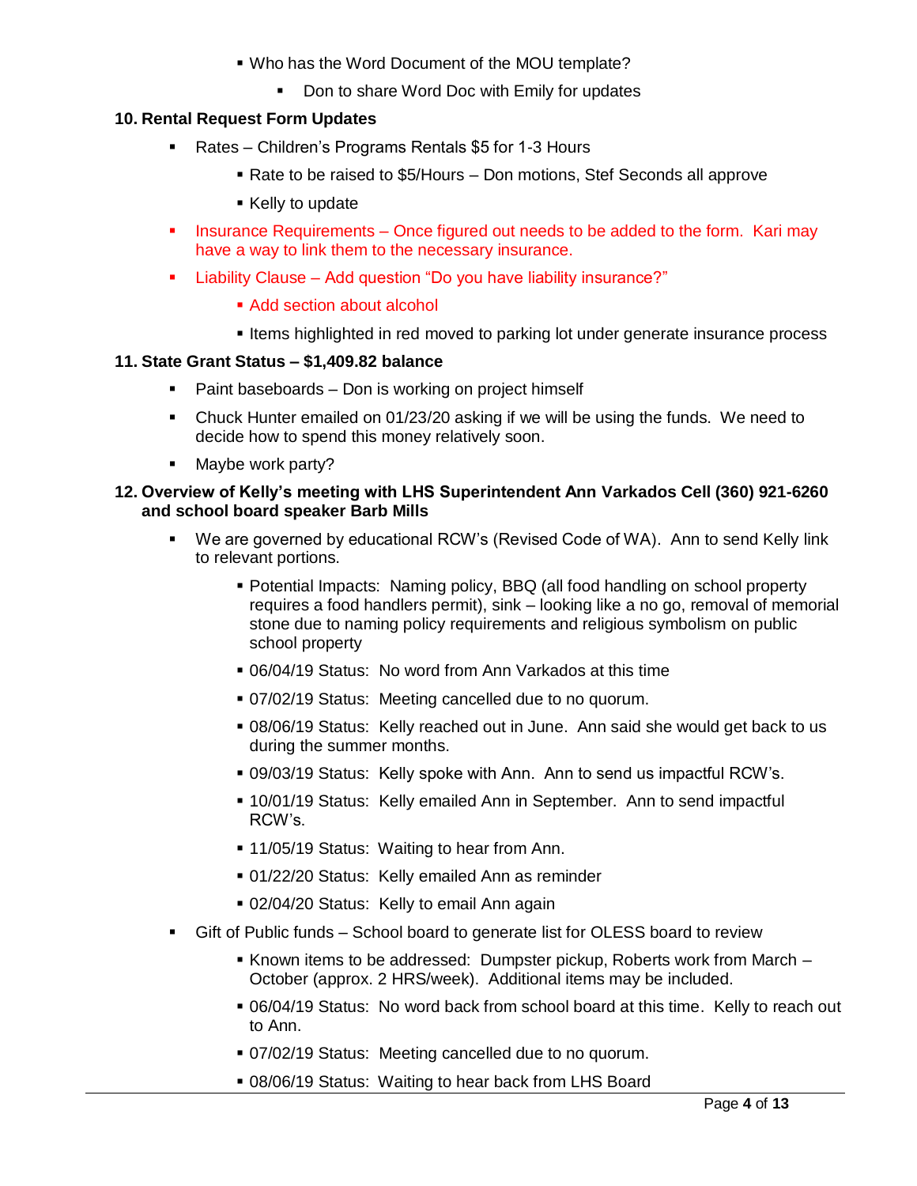- Who has the Word Document of the MOU template?
        - Don to share Word Doc with Emily for updates

**10. Rental Request Form Updates**

- Rates – Children's Programs Rentals $5 for 1-3 Hours
    - Rate to be raised to $5/Hours – Don motions, Stef Seconds all approve
    - Kelly to update
- Insurance Requirements – Once figured out needs to be added to the form. Kari may have a way to link them to the necessary insurance.
- Liability Clause – Add question "Do you have liability insurance?"
    - Add section about alcohol
    - Items highlighted in red moved to parking lot under generate insurance process

**11. State Grant Status – $1,409.82 balance**

- Paint baseboards – Don is working on project himself
- Chuck Hunter emailed on 01/23/20 asking if we will be using the funds. We need to decide how to spend this money relatively soon.
- Maybe work party?

**12. Overview of Kelly's meeting with LHS Superintendent Ann Varkados Cell (360) 921-6260 and school board speaker Barb Mills**

- We are governed by educational RCW's (Revised Code of WA). Ann to send Kelly link to relevant portions.
    - Potential Impacts: Naming policy, BBQ (all food handling on school property requires a food handlers permit), sink – looking like a no go, removal of memorial stone due to naming policy requirements and religious symbolism on public school property
    - 06/04/19 Status: No word from Ann Varkados at this time
    - 07/02/19 Status: Meeting cancelled due to no quorum.
    - 08/06/19 Status: Kelly reached out in June. Ann said she would get back to us during the summer months.
    - 09/03/19 Status: Kelly spoke with Ann. Ann to send us impactful RCW's.
    - 10/01/19 Status: Kelly emailed Ann in September. Ann to send impactful RCW's.
    - 11/05/19 Status: Waiting to hear from Ann.
    - 01/22/20 Status: Kelly emailed Ann as reminder
    - 02/04/20 Status: Kelly to email Ann again
- Gift of Public funds – School board to generate list for OLESS board to review
    - Known items to be addressed: Dumpster pickup, Roberts work from March – October (approx. 2 HRS/week). Additional items may be included.
    - 06/04/19 Status: No word back from school board at this time. Kelly to reach out to Ann.
    - 07/02/19 Status: Meeting cancelled due to no quorum.
    - 08/06/19 Status: Waiting to hear back from LHS Board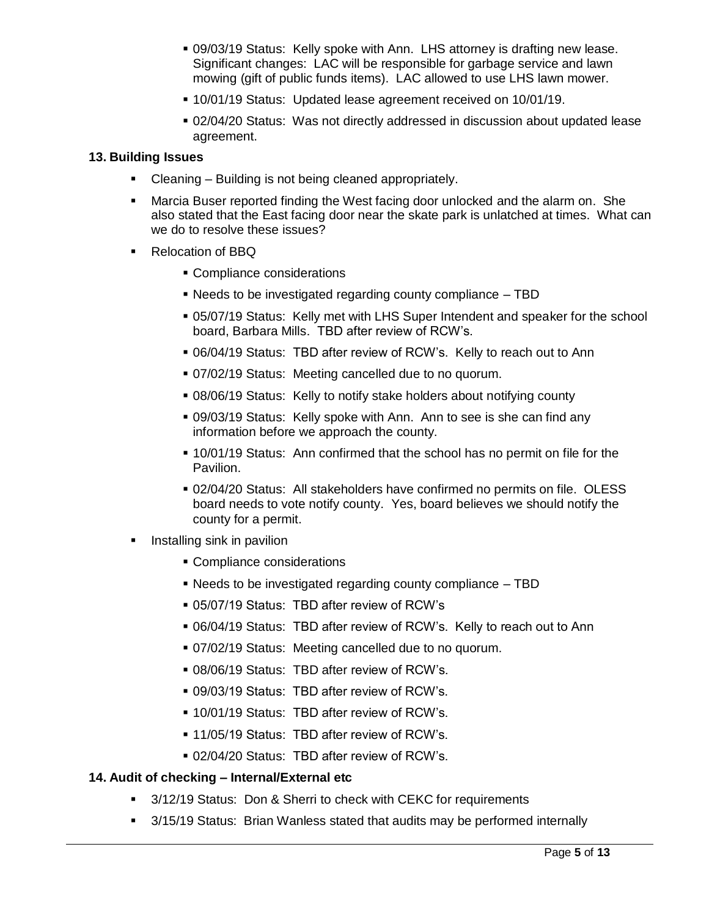- 09/03/19 Status: Kelly spoke with Ann. LHS attorney is drafting new lease. Significant changes: LAC will be responsible for garbage service and lawn mowing (gift of public funds items). LAC allowed to use LHS lawn mower.
- 10/01/19 Status: Updated lease agreement received on 10/01/19.
- 02/04/20 Status: Was not directly addressed in discussion about updated lease agreement.

**13. Building Issues**

- Cleaning – Building is not being cleaned appropriately.
- Marcia Buser reported finding the West facing door unlocked and the alarm on. She also stated that the East facing door near the skate park is unlatched at times. What can we do to resolve these issues?
- Relocation of BBQ
  - Compliance considerations
  - Needs to be investigated regarding county compliance – TBD
  - 05/07/19 Status: Kelly met with LHS Super Intendent and speaker for the school board, Barbara Mills. TBD after review of RCW's.
  - 06/04/19 Status: TBD after review of RCW's. Kelly to reach out to Ann
  - 07/02/19 Status: Meeting cancelled due to no quorum.
  - 08/06/19 Status: Kelly to notify stake holders about notifying county
  - 09/03/19 Status: Kelly spoke with Ann. Ann to see is she can find any information before we approach the county.
  - 10/01/19 Status: Ann confirmed that the school has no permit on file for the Pavilion.
  - 02/04/20 Status: All stakeholders have confirmed no permits on file. OLESS board needs to vote notify county. Yes, board believes we should notify the county for a permit.
- Installing sink in pavilion
  - Compliance considerations
  - Needs to be investigated regarding county compliance – TBD
  - 05/07/19 Status: TBD after review of RCW's
  - 06/04/19 Status: TBD after review of RCW's. Kelly to reach out to Ann
  - 07/02/19 Status: Meeting cancelled due to no quorum.
  - 08/06/19 Status: TBD after review of RCW's.
  - 09/03/19 Status: TBD after review of RCW's.
  - 10/01/19 Status: TBD after review of RCW's.
  - 11/05/19 Status: TBD after review of RCW's.
  - 02/04/20 Status: TBD after review of RCW's.

**14. Audit of checking – Internal/External etc**

- 3/12/19 Status: Don & Sherri to check with CEKC for requirements
- 3/15/19 Status: Brian Wanless stated that audits may be performed internally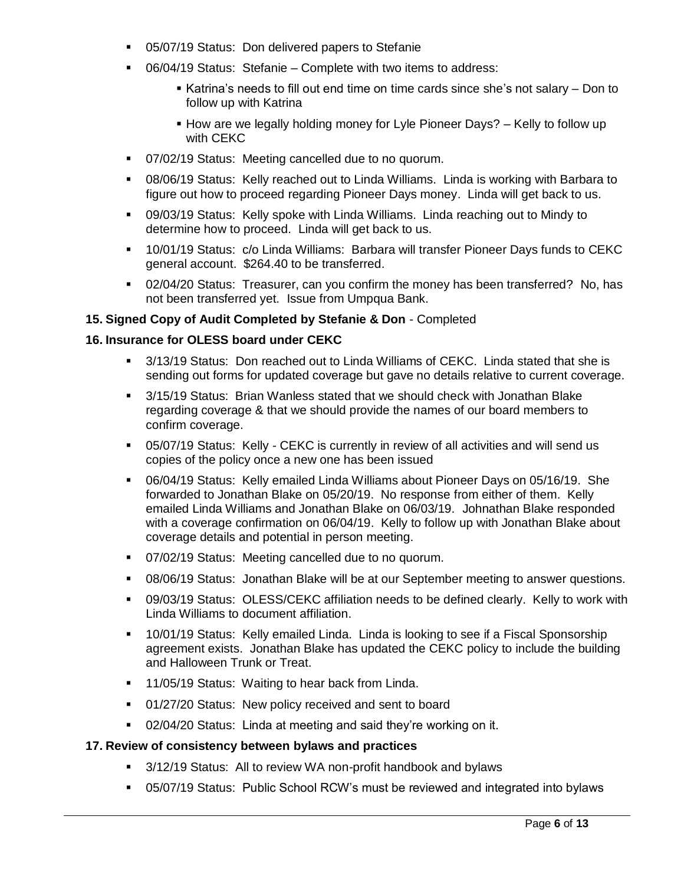- 05/07/19 Status: Don delivered papers to Stefanie
- 06/04/19 Status: Stefanie – Complete with two items to address:
  - Katrina's needs to fill out end time on time cards since she's not salary – Don to follow up with Katrina
  - How are we legally holding money for Lyle Pioneer Days? – Kelly to follow up with CEKC
- 07/02/19 Status: Meeting cancelled due to no quorum.
- 08/06/19 Status: Kelly reached out to Linda Williams. Linda is working with Barbara to figure out how to proceed regarding Pioneer Days money. Linda will get back to us.
- 09/03/19 Status: Kelly spoke with Linda Williams. Linda reaching out to Mindy to determine how to proceed. Linda will get back to us.
- 10/01/19 Status: c/o Linda Williams: Barbara will transfer Pioneer Days funds to CEKC general account. $264.40 to be transferred.
- 02/04/20 Status: Treasurer, can you confirm the money has been transferred? No, has not been transferred yet. Issue from Umpqua Bank.

**15. Signed Copy of Audit Completed by Stefanie & Don** - Completed

**16. Insurance for OLESS board under CEKC**

- 3/13/19 Status: Don reached out to Linda Williams of CEKC. Linda stated that she is sending out forms for updated coverage but gave no details relative to current coverage.
- 3/15/19 Status: Brian Wanless stated that we should check with Jonathan Blake regarding coverage & that we should provide the names of our board members to confirm coverage.
- 05/07/19 Status: Kelly - CEKC is currently in review of all activities and will send us copies of the policy once a new one has been issued
- 06/04/19 Status: Kelly emailed Linda Williams about Pioneer Days on 05/16/19. She forwarded to Jonathan Blake on 05/20/19. No response from either of them. Kelly emailed Linda Williams and Jonathan Blake on 06/03/19. Johnathan Blake responded with a coverage confirmation on 06/04/19. Kelly to follow up with Jonathan Blake about coverage details and potential in person meeting.
- 07/02/19 Status: Meeting cancelled due to no quorum.
- 08/06/19 Status: Jonathan Blake will be at our September meeting to answer questions.
- 09/03/19 Status: OLESS/CEKC affiliation needs to be defined clearly. Kelly to work with Linda Williams to document affiliation.
- 10/01/19 Status: Kelly emailed Linda. Linda is looking to see if a Fiscal Sponsorship agreement exists. Jonathan Blake has updated the CEKC policy to include the building and Halloween Trunk or Treat.
- 11/05/19 Status: Waiting to hear back from Linda.
- 01/27/20 Status: New policy received and sent to board
- 02/04/20 Status: Linda at meeting and said they're working on it.

**17. Review of consistency between bylaws and practices**

- 3/12/19 Status: All to review WA non-profit handbook and bylaws
- 05/07/19 Status: Public School RCW's must be reviewed and integrated into bylaws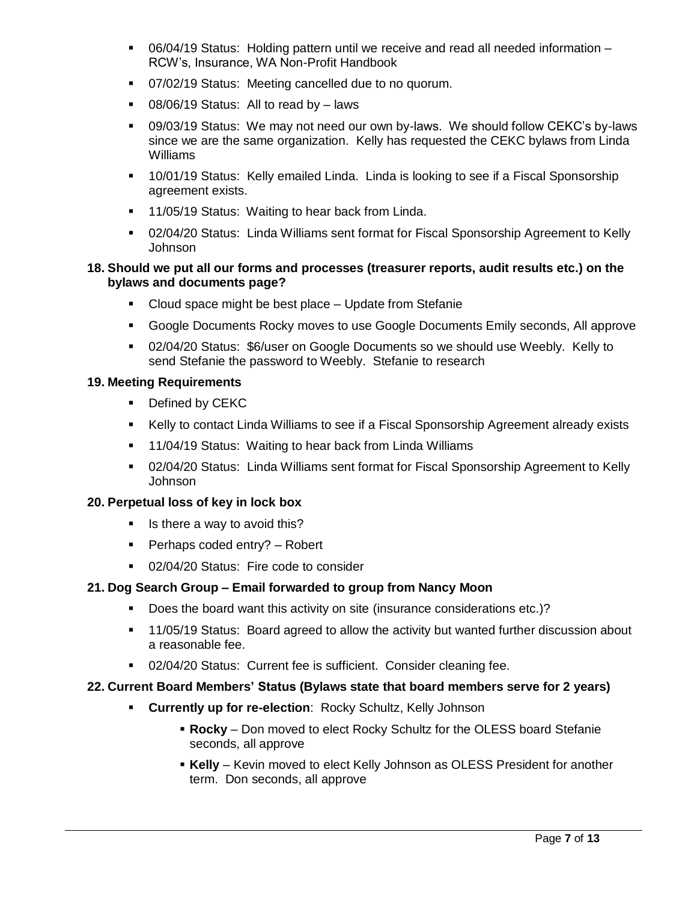- 06/04/19 Status: Holding pattern until we receive and read all needed information – RCW's, Insurance, WA Non-Profit Handbook
- 07/02/19 Status: Meeting cancelled due to no quorum.
- 08/06/19 Status: All to read by – laws
- 09/03/19 Status: We may not need our own by-laws. We should follow CEKC's by-laws since we are the same organization. Kelly has requested the CEKC bylaws from Linda Williams
- 10/01/19 Status: Kelly emailed Linda. Linda is looking to see if a Fiscal Sponsorship agreement exists.
- 11/05/19 Status: Waiting to hear back from Linda.
- 02/04/20 Status: Linda Williams sent format for Fiscal Sponsorship Agreement to Kelly Johnson

**18. Should we put all our forms and processes (treasurer reports, audit results etc.) on the bylaws and documents page?**

- Cloud space might be best place – Update from Stefanie
- Google Documents Rocky moves to use Google Documents Emily seconds, All approve
- 02/04/20 Status: $6/user on Google Documents so we should use Weebly. Kelly to send Stefanie the password to Weebly. Stefanie to research

**19. Meeting Requirements**

- Defined by CEKC
- Kelly to contact Linda Williams to see if a Fiscal Sponsorship Agreement already exists
- 11/04/19 Status: Waiting to hear back from Linda Williams
- 02/04/20 Status: Linda Williams sent format for Fiscal Sponsorship Agreement to Kelly Johnson

**20. Perpetual loss of key in lock box**

- Is there a way to avoid this?
- Perhaps coded entry? – Robert
- 02/04/20 Status: Fire code to consider

**21. Dog Search Group – Email forwarded to group from Nancy Moon**

- Does the board want this activity on site (insurance considerations etc.)?
- 11/05/19 Status: Board agreed to allow the activity but wanted further discussion about a reasonable fee.
- 02/04/20 Status: Current fee is sufficient. Consider cleaning fee.

**22. Current Board Members' Status (Bylaws state that board members serve for 2 years)**

- **Currently up for re-election**: Rocky Schultz, Kelly Johnson
  - **Rocky** – Don moved to elect Rocky Schultz for the OLESS board Stefanie seconds, all approve
  - **Kelly** – Kevin moved to elect Kelly Johnson as OLESS President for another term. Don seconds, all approve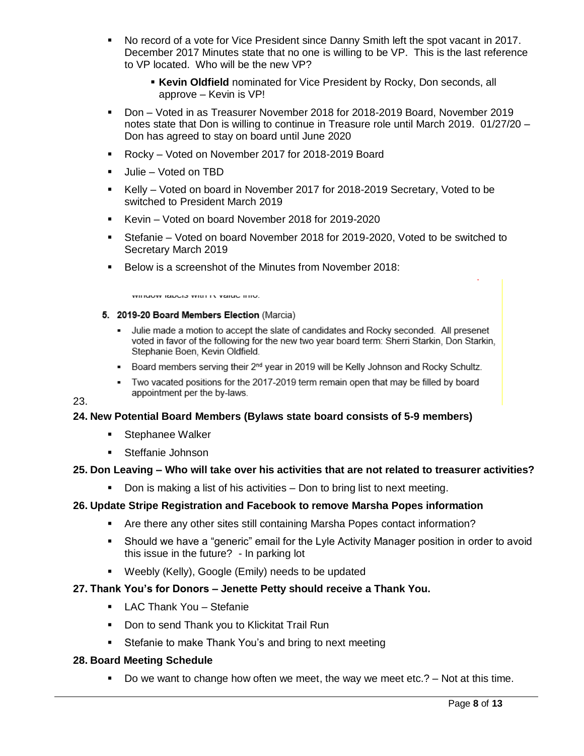- No record of a vote for Vice President since Danny Smith left the spot vacant in 2017. December 2017 Minutes state that no one is willing to be VP. This is the last reference to VP located. Who will be the new VP?
  - **Kevin Oldfield** nominated for Vice President by Rocky, Don seconds, all approve – Kevin is VP!
- Don – Voted in as Treasurer November 2018 for 2018-2019 Board, November 2019 notes state that Don is willing to continue in Treasure role until March 2019. 01/27/20 – Don has agreed to stay on board until June 2020
- Rocky – Voted on November 2017 for 2018-2019 Board
- Julie – Voted on TBD
- Kelly – Voted on board in November 2017 for 2018-2019 Secretary, Voted to be switched to President March 2019
- Kevin – Voted on board November 2018 for 2019-2020
- Stefanie – Voted on board November 2018 for 2019-2020, Voted to be switched to Secretary March 2019
- Below is a screenshot of the Minutes from November 2018:

window labels with R value info.

**5. 2019-20 Board Members Election** (Marcia)

- Julie made a motion to accept the slate of candidates and Rocky seconded. All presenet voted in favor of the following for the new two year board term: Sherri Starkin, Don Starkin, Stephanie Boen, Kevin Oldfield.
- Board members serving their 2nd year in 2019 will be Kelly Johnson and Rocky Schultz.
- Two vacated positions for the 2017-2019 term remain open that may be filled by board appointment per the by-laws.

23.

**24. New Potential Board Members (Bylaws state board consists of 5-9 members)**

- Stephanee Walker
- Steffanie Johnson

**25. Don Leaving – Who will take over his activities that are not related to treasurer activities?**

- Don is making a list of his activities – Don to bring list to next meeting.

**26. Update Stripe Registration and Facebook to remove Marsha Popes information**

- Are there any other sites still containing Marsha Popes contact information?
- Should we have a "generic" email for the Lyle Activity Manager position in order to avoid this issue in the future? - In parking lot
- Weebly (Kelly), Google (Emily) needs to be updated

**27. Thank You's for Donors – Jenette Petty should receive a Thank You.**

- LAC Thank You – Stefanie
- Don to send Thank you to Klickitat Trail Run
- Stefanie to make Thank You's and bring to next meeting

**28. Board Meeting Schedule**

- Do we want to change how often we meet, the way we meet etc.? – Not at this time.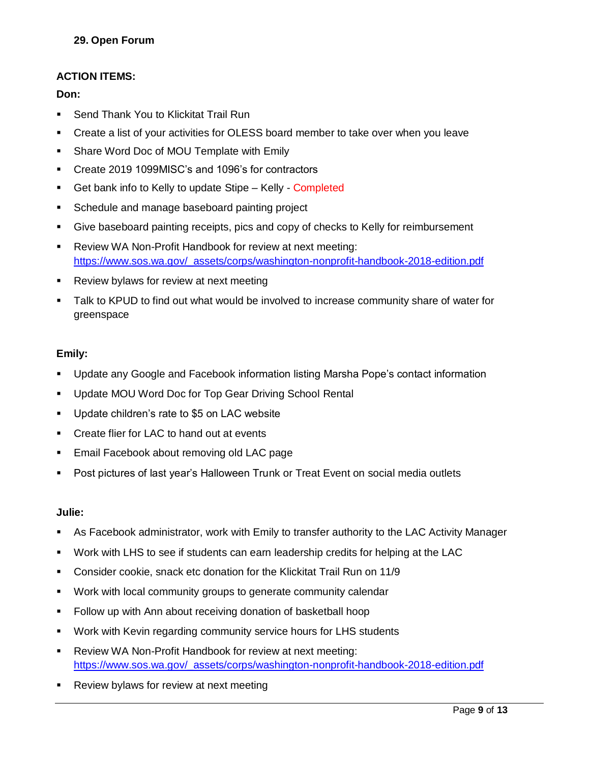**29. Open Forum**

**ACTION ITEMS:**

**Don:**

- Send Thank You to Klickitat Trail Run
- Create a list of your activities for OLESS board member to take over when you leave
- Share Word Doc of MOU Template with Emily
- Create 2019 1099MISC's and 1096's for contractors
- Get bank info to Kelly to update Stipe – Kelly - Completed
- Schedule and manage baseboard painting project
- Give baseboard painting receipts, pics and copy of checks to Kelly for reimbursement
- Review WA Non-Profit Handbook for review at next meeting: https://www.sos.wa.gov/_assets/corps/washington-nonprofit-handbook-2018-edition.pdf
- Review bylaws for review at next meeting
- Talk to KPUD to find out what would be involved to increase community share of water for greenspace

**Emily:**

- Update any Google and Facebook information listing Marsha Pope's contact information
- Update MOU Word Doc for Top Gear Driving School Rental
- Update children's rate to $5 on LAC website
- Create flier for LAC to hand out at events
- Email Facebook about removing old LAC page
- Post pictures of last year's Halloween Trunk or Treat Event on social media outlets

**Julie:**

- As Facebook administrator, work with Emily to transfer authority to the LAC Activity Manager
- Work with LHS to see if students can earn leadership credits for helping at the LAC
- Consider cookie, snack etc donation for the Klickitat Trail Run on 11/9
- Work with local community groups to generate community calendar
- Follow up with Ann about receiving donation of basketball hoop
- Work with Kevin regarding community service hours for LHS students
- Review WA Non-Profit Handbook for review at next meeting: https://www.sos.wa.gov/_assets/corps/washington-nonprofit-handbook-2018-edition.pdf
- Review bylaws for review at next meeting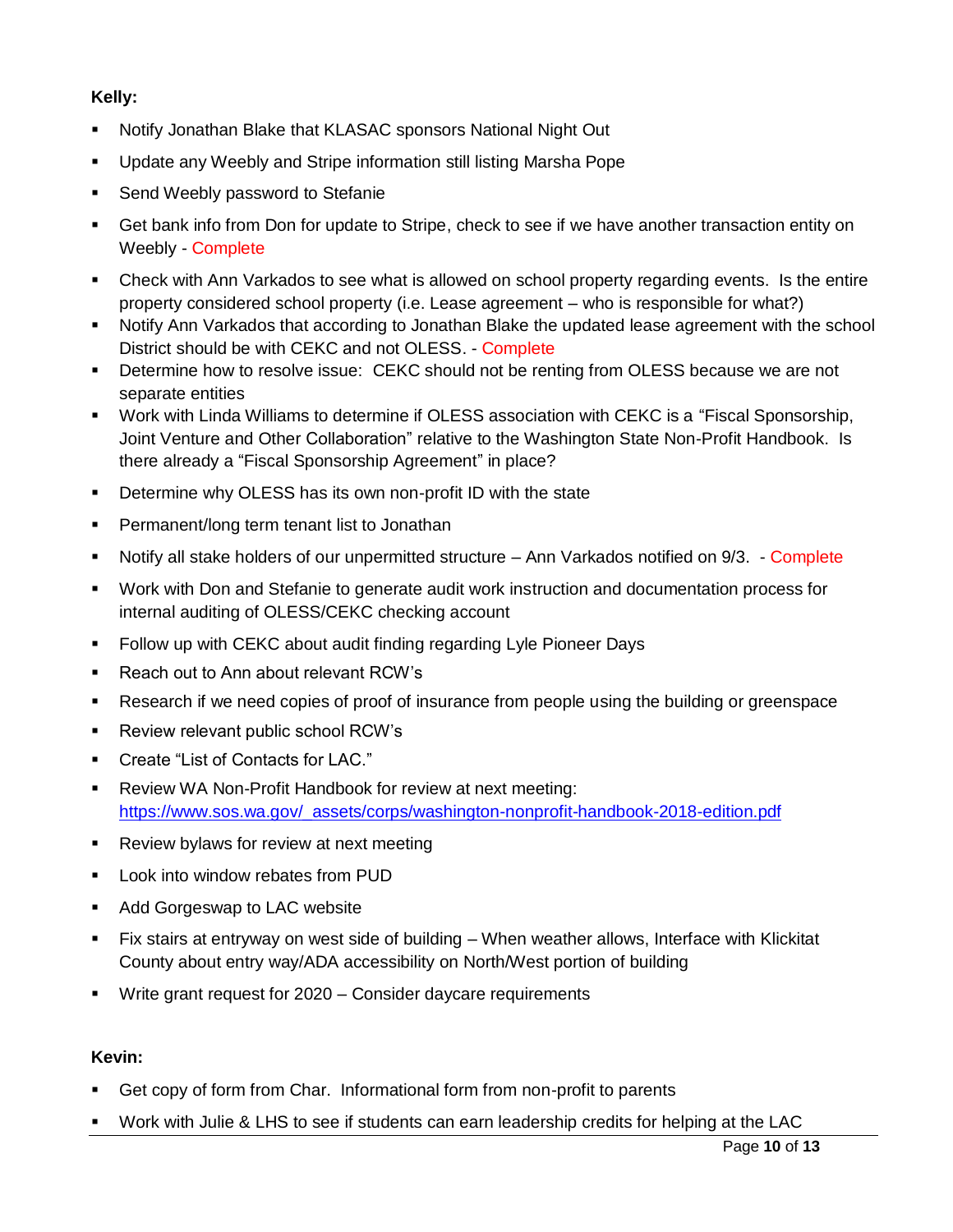**Kelly:**

- Notify Jonathan Blake that KLASAC sponsors National Night Out
- Update any Weebly and Stripe information still listing Marsha Pope
- Send Weebly password to Stefanie
- Get bank info from Don for update to Stripe, check to see if we have another transaction entity on Weebly - Complete
- Check with Ann Varkados to see what is allowed on school property regarding events. Is the entire property considered school property (i.e. Lease agreement – who is responsible for what?)
- Notify Ann Varkados that according to Jonathan Blake the updated lease agreement with the school District should be with CEKC and not OLESS. - Complete
- Determine how to resolve issue: CEKC should not be renting from OLESS because we are not separate entities
- Work with Linda Williams to determine if OLESS association with CEKC is a "Fiscal Sponsorship, Joint Venture and Other Collaboration" relative to the Washington State Non-Profit Handbook. Is there already a "Fiscal Sponsorship Agreement" in place?
- Determine why OLESS has its own non-profit ID with the state
- Permanent/long term tenant list to Jonathan
- Notify all stake holders of our unpermitted structure – Ann Varkados notified on 9/3. - Complete
- Work with Don and Stefanie to generate audit work instruction and documentation process for internal auditing of OLESS/CEKC checking account
- Follow up with CEKC about audit finding regarding Lyle Pioneer Days
- Reach out to Ann about relevant RCW's
- Research if we need copies of proof of insurance from people using the building or greenspace
- Review relevant public school RCW's
- Create "List of Contacts for LAC."
- Review WA Non-Profit Handbook for review at next meeting: https://www.sos.wa.gov/_assets/corps/washington-nonprofit-handbook-2018-edition.pdf
- Review bylaws for review at next meeting
- Look into window rebates from PUD
- Add Gorgeswap to LAC website
- Fix stairs at entryway on west side of building – When weather allows, Interface with Klickitat County about entry way/ADA accessibility on North/West portion of building
- Write grant request for 2020 – Consider daycare requirements

**Kevin:**

- Get copy of form from Char. Informational form from non-profit to parents
- Work with Julie & LHS to see if students can earn leadership credits for helping at the LAC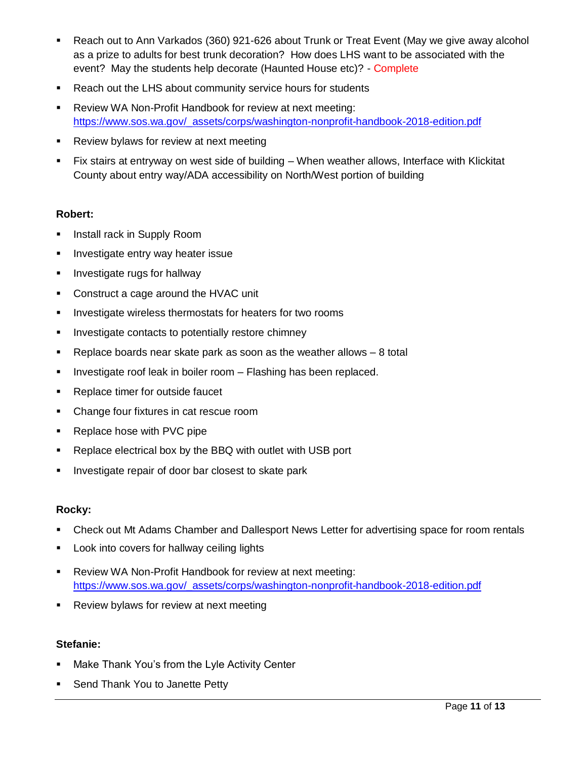- Reach out to Ann Varkados (360) 921-626 about Trunk or Treat Event (May we give away alcohol as a prize to adults for best trunk decoration? How does LHS want to be associated with the event? May the students help decorate (Haunted House etc)? - Complete
- Reach out the LHS about community service hours for students
- Review WA Non-Profit Handbook for review at next meeting: https://www.sos.wa.gov/_assets/corps/washington-nonprofit-handbook-2018-edition.pdf
- Review bylaws for review at next meeting
- Fix stairs at entryway on west side of building – When weather allows, Interface with Klickitat County about entry way/ADA accessibility on North/West portion of building

**Robert:**

- Install rack in Supply Room
- Investigate entry way heater issue
- Investigate rugs for hallway
- Construct a cage around the HVAC unit
- Investigate wireless thermostats for heaters for two rooms
- Investigate contacts to potentially restore chimney
- Replace boards near skate park as soon as the weather allows – 8 total
- Investigate roof leak in boiler room – Flashing has been replaced.
- Replace timer for outside faucet
- Change four fixtures in cat rescue room
- Replace hose with PVC pipe
- Replace electrical box by the BBQ with outlet with USB port
- Investigate repair of door bar closest to skate park

**Rocky:**

- Check out Mt Adams Chamber and Dallesport News Letter for advertising space for room rentals
- Look into covers for hallway ceiling lights
- Review WA Non-Profit Handbook for review at next meeting: https://www.sos.wa.gov/_assets/corps/washington-nonprofit-handbook-2018-edition.pdf
- Review bylaws for review at next meeting

**Stefanie:**

- Make Thank You's from the Lyle Activity Center
- Send Thank You to Janette Petty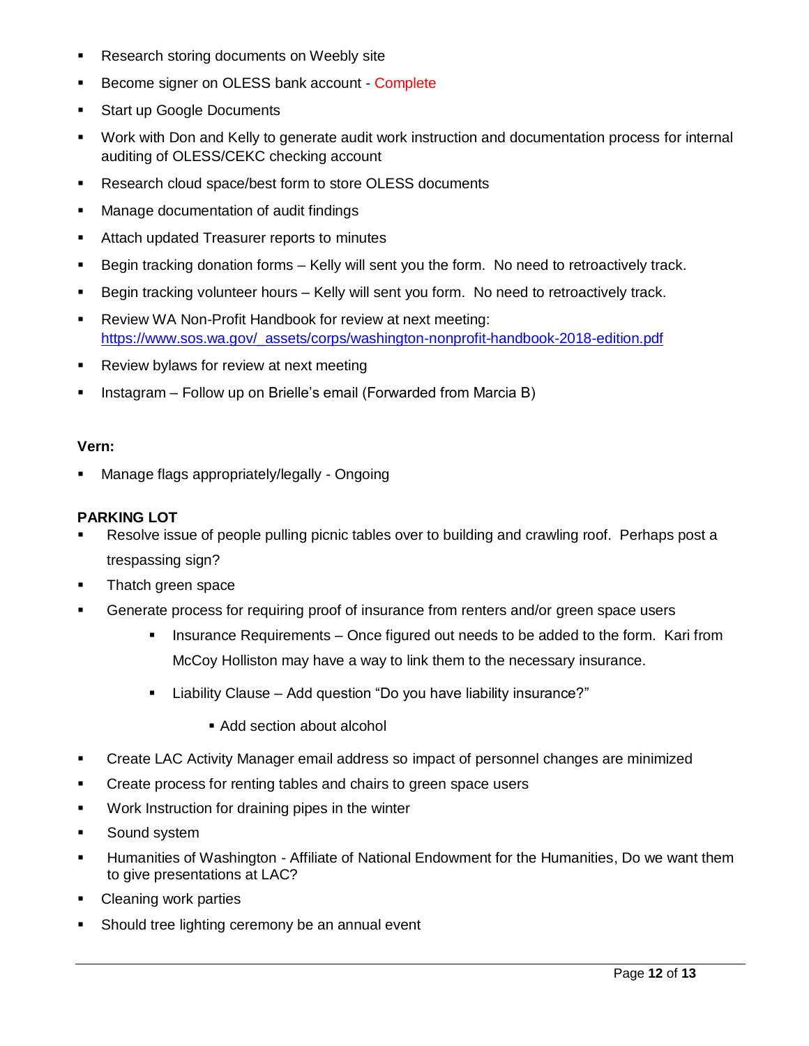- Research storing documents on Weebly site
- Become signer on OLESS bank account - Complete
- Start up Google Documents
- Work with Don and Kelly to generate audit work instruction and documentation process for internal auditing of OLESS/CEKC checking account
- Research cloud space/best form to store OLESS documents
- Manage documentation of audit findings
- Attach updated Treasurer reports to minutes
- Begin tracking donation forms – Kelly will sent you the form. No need to retroactively track.
- Begin tracking volunteer hours – Kelly will sent you form. No need to retroactively track.
- Review WA Non-Profit Handbook for review at next meeting: https://www.sos.wa.gov/_assets/corps/washington-nonprofit-handbook-2018-edition.pdf
- Review bylaws for review at next meeting
- Instagram – Follow up on Brielle's email (Forwarded from Marcia B)

**Vern:**

- Manage flags appropriately/legally - Ongoing

**PARKING LOT**

- Resolve issue of people pulling picnic tables over to building and crawling roof. Perhaps post a trespassing sign?
- Thatch green space
- Generate process for requiring proof of insurance from renters and/or green space users
  - Insurance Requirements – Once figured out needs to be added to the form. Kari from McCoy Holliston may have a way to link them to the necessary insurance.
  - Liability Clause – Add question "Do you have liability insurance?"
    - Add section about alcohol
- Create LAC Activity Manager email address so impact of personnel changes are minimized
- Create process for renting tables and chairs to green space users
- Work Instruction for draining pipes in the winter
- Sound system
- Humanities of Washington - Affiliate of National Endowment for the Humanities, Do we want them to give presentations at LAC?
- Cleaning work parties
- Should tree lighting ceremony be an annual event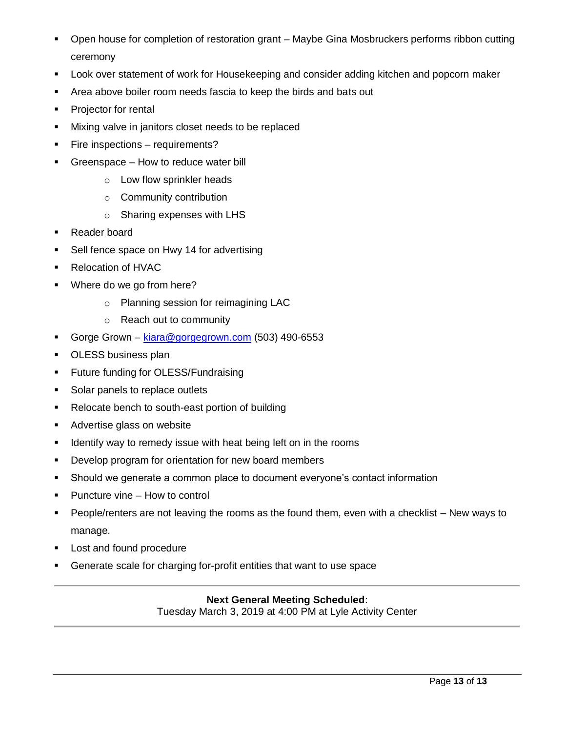- Open house for completion of restoration grant – Maybe Gina Mosbruckers performs ribbon cutting ceremony
- Look over statement of work for Housekeeping and consider adding kitchen and popcorn maker
- Area above boiler room needs fascia to keep the birds and bats out
- Projector for rental
- Mixing valve in janitors closet needs to be replaced
- Fire inspections – requirements?
- Greenspace – How to reduce water bill
    - Low flow sprinkler heads
    - Community contribution
    - Sharing expenses with LHS
- Reader board
- Sell fence space on Hwy 14 for advertising
- Relocation of HVAC
- Where do we go from here?
    - Planning session for reimagining LAC
    - Reach out to community
- Gorge Grown – kiara@gorgegrown.com (503) 490-6553
- OLESS business plan
- Future funding for OLESS/Fundraising
- Solar panels to replace outlets
- Relocate bench to south-east portion of building
- Advertise glass on website
- Identify way to remedy issue with heat being left on in the rooms
- Develop program for orientation for new board members
- Should we generate a common place to document everyone's contact information
- Puncture vine – How to control
- People/renters are not leaving the rooms as the found them, even with a checklist – New ways to manage.
- Lost and found procedure
- Generate scale for charging for-profit entities that want to use space

---

**Next General Meeting Scheduled**:
Tuesday March 3, 2019 at 4:00 PM at Lyle Activity Center

---